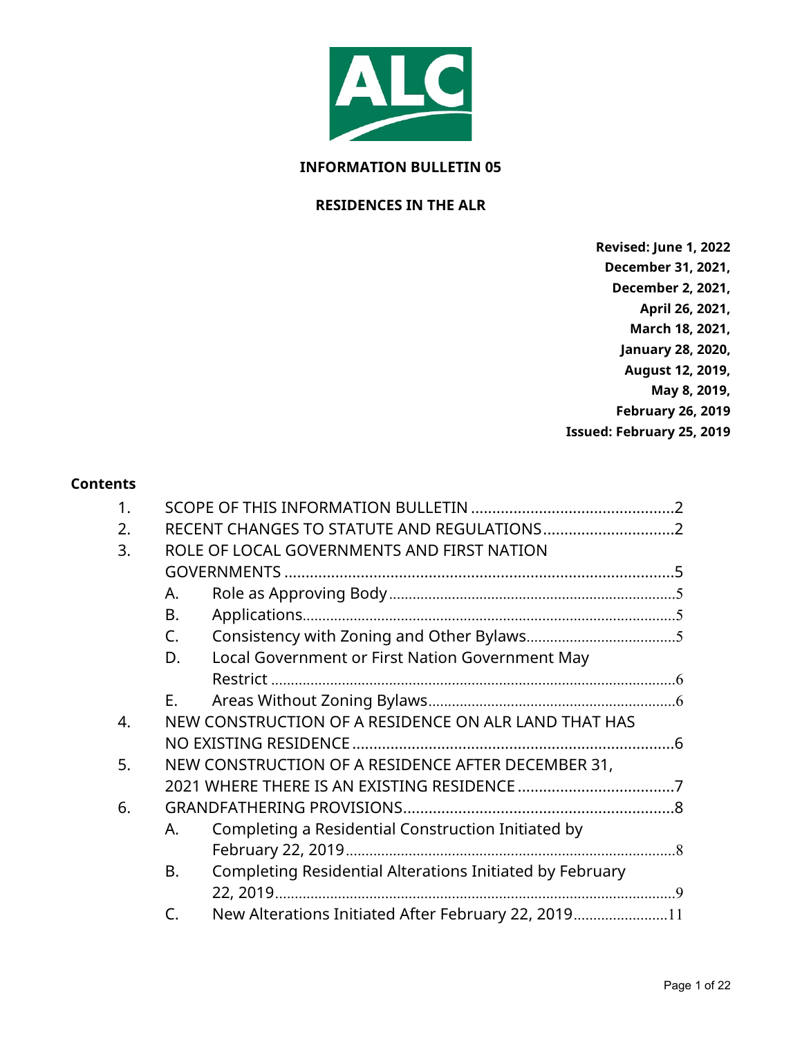**INFORMATION BULLETIN 05**

# RESIDENCES IN THE ALR

**Revised: June 1, 2022**
**December 31, 2021,**
**December 2, 2021,**
**April 26, 2021,**
**March 18, 2021,**
**January 28, 2020,**
**August 12, 2019,**
**May 8, 2019,**
**February 26, 2019**
**Issued: February 25, 2019**

## Contents

1. SCOPE OF THIS INFORMATION BULLETIN ........................................ 2
2. RECENT CHANGES TO STATUTE AND REGULATIONS ........................ 2
3. ROLE OF LOCAL GOVERNMENTS AND FIRST NATION GOVERNMENTS ........................................................................................ 5
   - A. Role as Approving Body .............................................................. 5
   - B. Applications .................................................................................. 5
   - C. Consistency with Zoning and Other Bylaws .................................. 5
   - D. Local Government or First Nation Government May Restrict ........................................................................................... 6
   - E. Areas Without Zoning Bylaws ....................................................... 6
4. NEW CONSTRUCTION OF A RESIDENCE ON ALR LAND THAT HAS NO EXISTING RESIDENCE ......................................................................... 6
5. NEW CONSTRUCTION OF A RESIDENCE AFTER DECEMBER 31, 2021 WHERE THERE IS AN EXISTING RESIDENCE ................................... 7
6. GRANDFATHERING PROVISIONS ........................................................... 8
   - A. Completing a Residential Construction Initiated by February 22, 2019 ................................................................................. 8
   - B. Completing Residential Alterations Initiated by February 22, 2019 ................................................................................... 9
   - C. New Alterations Initiated After February 22, 2019 ...................... 11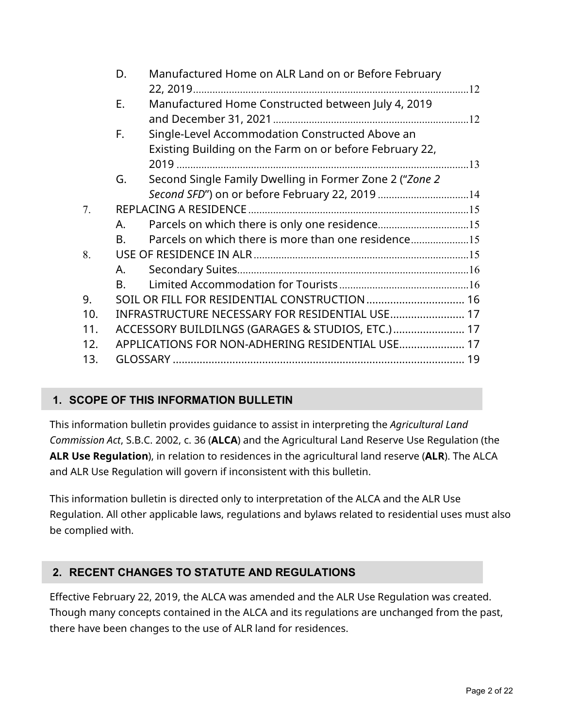- D. Manufactured Home on ALR Land on or Before February 22, 2019 ..... 12
- E. Manufactured Home Constructed between July 4, 2019 and December 31, 2021 ..... 12
- F. Single-Level Accommodation Constructed Above an Existing Building on the Farm on or before February 22, 2019 ..... 13
- G. Second Single Family Dwelling in Former Zone 2 (“*Zone 2 Second SFD*”) on or before February 22, 2019 ..... 14

7. REPLACING A RESIDENCE ..... 15
   - A. Parcels on which there is only one residence ..... 15
   - B. Parcels on which there is more than one residence ..... 15
8. USE OF RESIDENCE IN ALR ..... 15
   - A. Secondary Suites ..... 16
   - B. Limited Accommodation for Tourists ..... 16
9. SOIL OR FILL FOR RESIDENTIAL CONSTRUCTION ..... 16
10. INFRASTRUCTURE NECESSARY FOR RESIDENTIAL USE ..... 17
11. ACCESSORY BUILDILNGS (GARAGES & STUDIOS, ETC.) ..... 17
12. APPLICATIONS FOR NON-ADHERING RESIDENTIAL USE ..... 17
13. GLOSSARY ..... 19

## 1. SCOPE OF THIS INFORMATION BULLETIN

This information bulletin provides guidance to assist in interpreting the *Agricultural Land Commission Act*, S.B.C. 2002, c. 36 (**ALCA**) and the Agricultural Land Reserve Use Regulation (the **ALR Use Regulation**), in relation to residences in the agricultural land reserve (**ALR**). The ALCA and ALR Use Regulation will govern if inconsistent with this bulletin.

This information bulletin is directed only to interpretation of the ALCA and the ALR Use Regulation. All other applicable laws, regulations and bylaws related to residential uses must also be complied with.

## 2. RECENT CHANGES TO STATUTE AND REGULATIONS

Effective February 22, 2019, the ALCA was amended and the ALR Use Regulation was created. Though many concepts contained in the ALCA and its regulations are unchanged from the past, there have been changes to the use of ALR land for residences.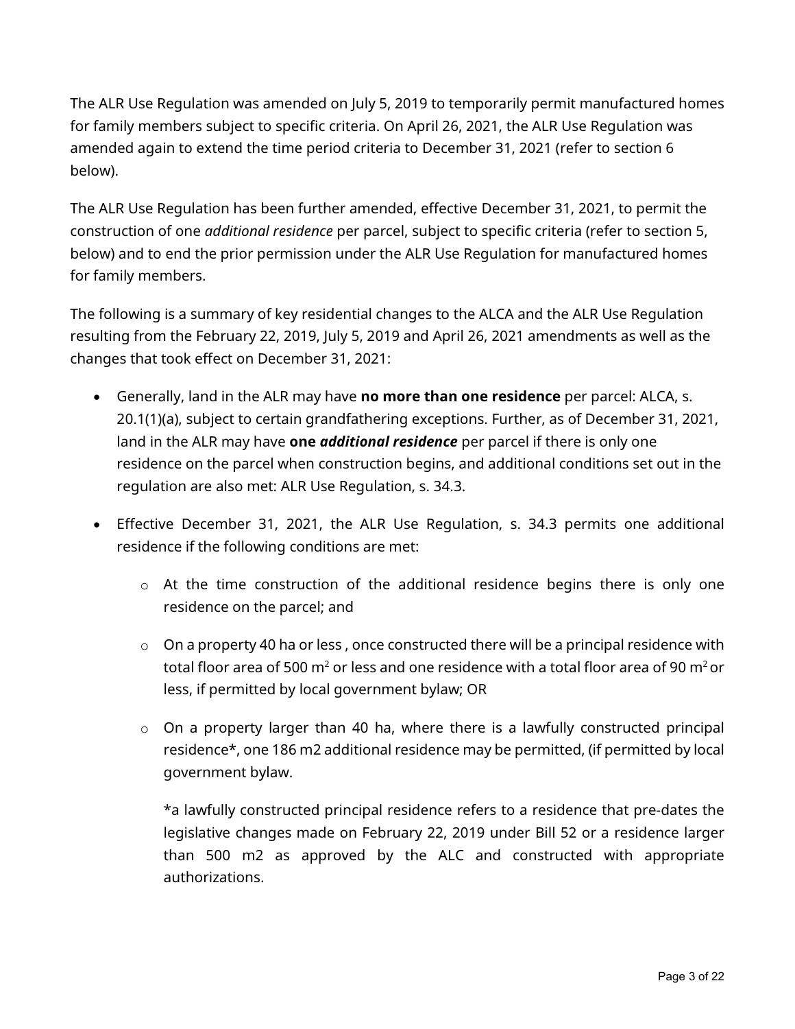The ALR Use Regulation was amended on July 5, 2019 to temporarily permit manufactured homes for family members subject to specific criteria. On April 26, 2021, the ALR Use Regulation was amended again to extend the time period criteria to December 31, 2021 (refer to section 6 below).

The ALR Use Regulation has been further amended, effective December 31, 2021, to permit the construction of one *additional residence* per parcel, subject to specific criteria (refer to section 5, below) and to end the prior permission under the ALR Use Regulation for manufactured homes for family members.

The following is a summary of key residential changes to the ALCA and the ALR Use Regulation resulting from the February 22, 2019, July 5, 2019 and April 26, 2021 amendments as well as the changes that took effect on December 31, 2021:

- Generally, land in the ALR may have **no more than one residence** per parcel: ALCA, s. 20.1(1)(a), subject to certain grandfathering exceptions. Further, as of December 31, 2021, land in the ALR may have **one *additional residence*** per parcel if there is only one residence on the parcel when construction begins, and additional conditions set out in the regulation are also met: ALR Use Regulation, s. 34.3.

- Effective December 31, 2021, the ALR Use Regulation, s. 34.3 permits one additional residence if the following conditions are met:

    - At the time construction of the additional residence begins there is only one residence on the parcel; and

    - On a property 40 ha or less , once constructed there will be a principal residence with total floor area of 500 $m^2$ or less and one residence with a total floor area of 90 $m^2$ or less, if permitted by local government bylaw; OR

    - On a property larger than 40 ha, where there is a lawfully constructed principal residence*, one 186 m2 additional residence may be permitted, (if permitted by local government bylaw.

      *a lawfully constructed principal residence refers to a residence that pre-dates the legislative changes made on February 22, 2019 under Bill 52 or a residence larger than 500 m2 as approved by the ALC and constructed with appropriate authorizations.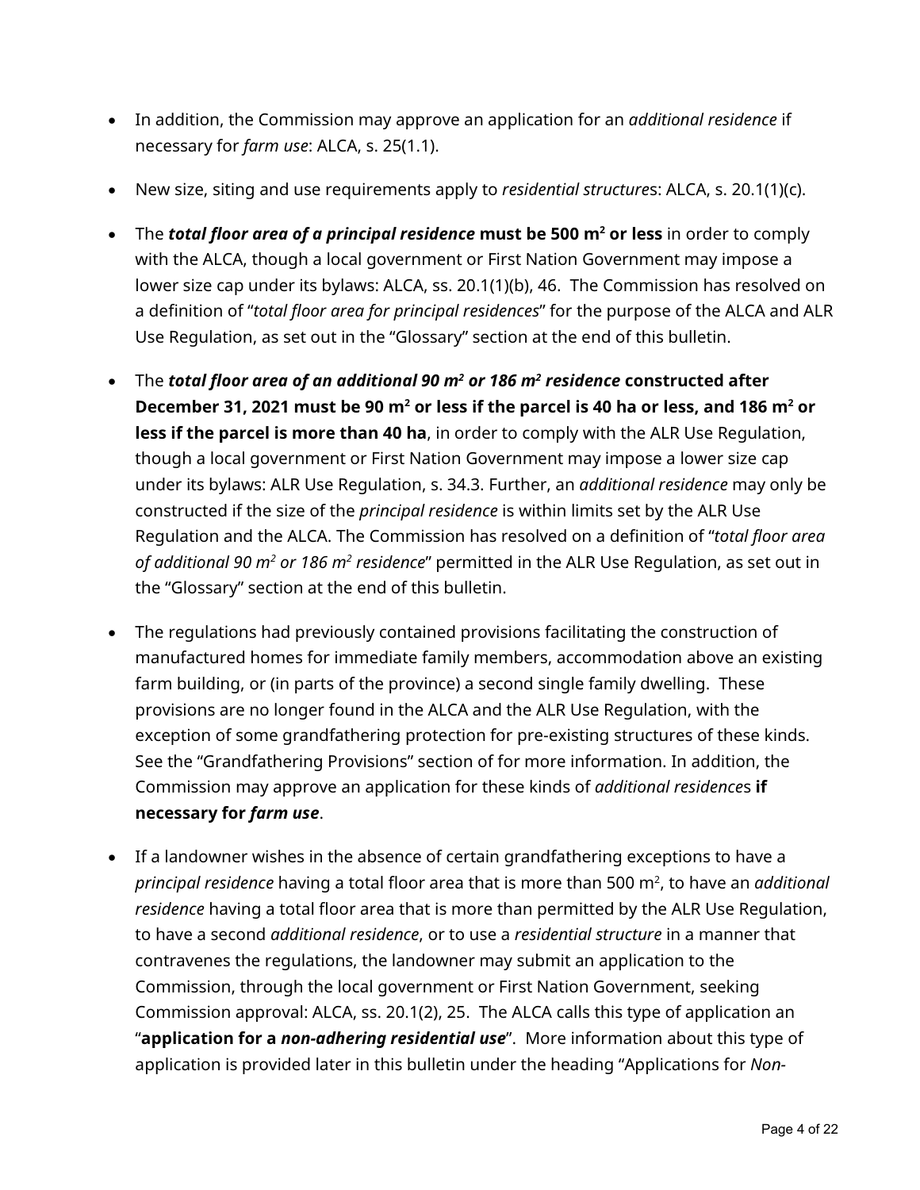- In addition, the Commission may approve an application for an *additional residence* if necessary for *farm use*: ALCA, s. 25(1.1).
- New size, siting and use requirements apply to *residential structure*s: ALCA, s. 20.1(1)(c).
- The ***total floor area of a principal residence*** **must be 500 $m^2$ or less** in order to comply with the ALCA, though a local government or First Nation Government may impose a lower size cap under its bylaws: ALCA, ss. 20.1(1)(b), 46. The Commission has resolved on a definition of "*total floor area for principal residences*" for the purpose of the ALCA and ALR Use Regulation, as set out in the "Glossary" section at the end of this bulletin.
- The ***total floor area of an additional 90 $m^2$ or 186 $m^2$ residence*** **constructed after December 31, 2021 must be 90 $m^2$ or less if the parcel is 40 ha or less, and 186 $m^2$ or less if the parcel is more than 40 ha**, in order to comply with the ALR Use Regulation, though a local government or First Nation Government may impose a lower size cap under its bylaws: ALR Use Regulation, s. 34.3. Further, an *additional residence* may only be constructed if the size of the *principal residence* is within limits set by the ALR Use Regulation and the ALCA. The Commission has resolved on a definition of "*total floor area of additional 90 $m^2$ or 186 $m^2$ residence*" permitted in the ALR Use Regulation, as set out in the "Glossary" section at the end of this bulletin.
- The regulations had previously contained provisions facilitating the construction of manufactured homes for immediate family members, accommodation above an existing farm building, or (in parts of the province) a second single family dwelling. These provisions are no longer found in the ALCA and the ALR Use Regulation, with the exception of some grandfathering protection for pre-existing structures of these kinds. See the "Grandfathering Provisions" section of for more information. In addition, the Commission may approve an application for these kinds of *additional residence*s **if necessary for *farm use***.
- If a landowner wishes in the absence of certain grandfathering exceptions to have a *principal residence* having a total floor area that is more than 500 $m^2$, to have an *additional residence* having a total floor area that is more than permitted by the ALR Use Regulation, to have a second *additional residence*, or to use a *residential structure* in a manner that contravenes the regulations, the landowner may submit an application to the Commission, through the local government or First Nation Government, seeking Commission approval: ALCA, ss. 20.1(2), 25. The ALCA calls this type of application an "**application for a *non-adhering residential use***". More information about this type of application is provided later in this bulletin under the heading "Applications for *Non-*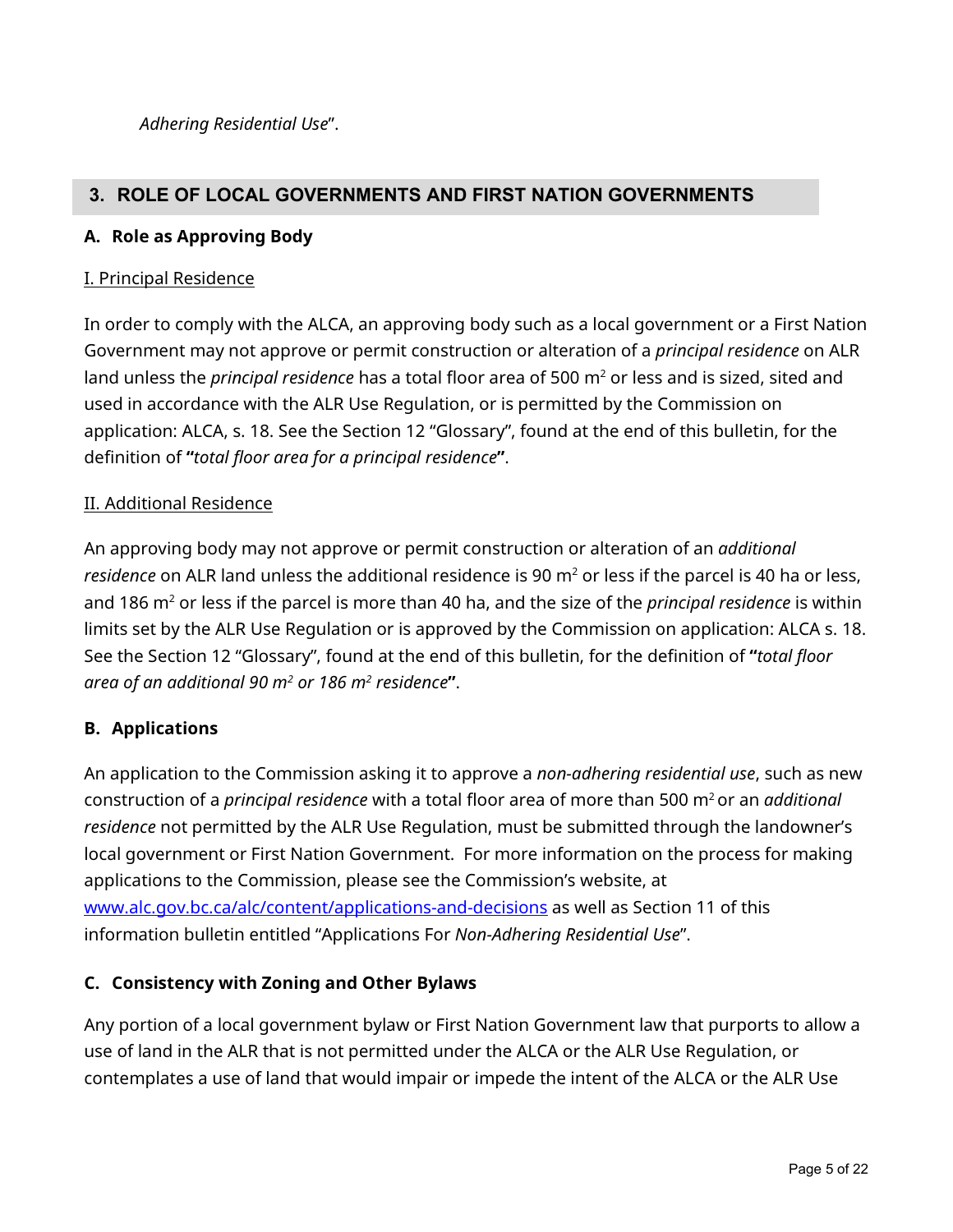*Adhering Residential Use*".

## 3. ROLE OF LOCAL GOVERNMENTS AND FIRST NATION GOVERNMENTS

### A. Role as Approving Body

I. Principal Residence

In order to comply with the ALCA, an approving body such as a local government or a First Nation Government may not approve or permit construction or alteration of a *principal residence* on ALR land unless the *principal residence* has a total floor area of 500 $m^2$ or less and is sized, sited and used in accordance with the ALR Use Regulation, or is permitted by the Commission on application: ALCA, s. 18. See the Section 12 "Glossary", found at the end of this bulletin, for the definition of **"***total floor area for a principal residence***"**.

II. Additional Residence

An approving body may not approve or permit construction or alteration of an *additional residence* on ALR land unless the additional residence is 90 $m^2$ or less if the parcel is 40 ha or less, and 186 $m^2$ or less if the parcel is more than 40 ha, and the size of the *principal residence* is within limits set by the ALR Use Regulation or is approved by the Commission on application: ALCA s. 18. See the Section 12 "Glossary", found at the end of this bulletin, for the definition of **"***total floor area of an additional 90 $m^2$ or 186 $m^2$ residence***"**.

### B. Applications

An application to the Commission asking it to approve a *non-adhering residential use*, such as new construction of a *principal residence* with a total floor area of more than 500 $m^2$ or an *additional residence* not permitted by the ALR Use Regulation, must be submitted through the landowner's local government or First Nation Government. For more information on the process for making applications to the Commission, please see the Commission's website, at [www.alc.gov.bc.ca/alc/content/applications-and-decisions](www.alc.gov.bc.ca/alc/content/applications-and-decisions) as well as Section 11 of this information bulletin entitled "Applications For *Non-Adhering Residential Use*".

### C. Consistency with Zoning and Other Bylaws

Any portion of a local government bylaw or First Nation Government law that purports to allow a use of land in the ALR that is not permitted under the ALCA or the ALR Use Regulation, or contemplates a use of land that would impair or impede the intent of the ALCA or the ALR Use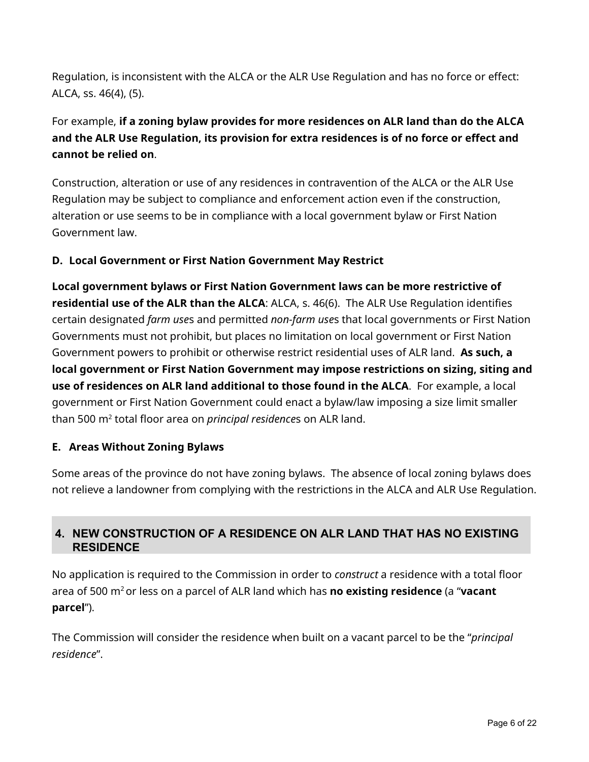Regulation, is inconsistent with the ALCA or the ALR Use Regulation and has no force or effect: ALCA, ss. 46(4), (5).

For example, **if a zoning bylaw provides for more residences on ALR land than do the ALCA and the ALR Use Regulation, its provision for extra residences is of no force or effect and cannot be relied on**.

Construction, alteration or use of any residences in contravention of the ALCA or the ALR Use Regulation may be subject to compliance and enforcement action even if the construction, alteration or use seems to be in compliance with a local government bylaw or First Nation Government law.

### D. Local Government or First Nation Government May Restrict

**Local government bylaws or First Nation Government laws can be more restrictive of residential use of the ALR than the ALCA**: ALCA, s. 46(6). The ALR Use Regulation identifies certain designated *farm use*s and permitted *non-farm use*s that local governments or First Nation Governments must not prohibit, but places no limitation on local government or First Nation Government powers to prohibit or otherwise restrict residential uses of ALR land. **As such, a local government or First Nation Government may impose restrictions on sizing, siting and use of residences on ALR land additional to those found in the ALCA**. For example, a local government or First Nation Government could enact a bylaw/law imposing a size limit smaller than 500 $m^2$ total floor area on *principal residence*s on ALR land.

### E. Areas Without Zoning Bylaws

Some areas of the province do not have zoning bylaws. The absence of local zoning bylaws does not relieve a landowner from complying with the restrictions in the ALCA and ALR Use Regulation.

## 4. NEW CONSTRUCTION OF A RESIDENCE ON ALR LAND THAT HAS NO EXISTING RESIDENCE

No application is required to the Commission in order to *construct* a residence with a total floor area of 500 $m^2$ or less on a parcel of ALR land which has **no existing residence** (a "**vacant parcel**").

The Commission will consider the residence when built on a vacant parcel to be the "*principal residence*".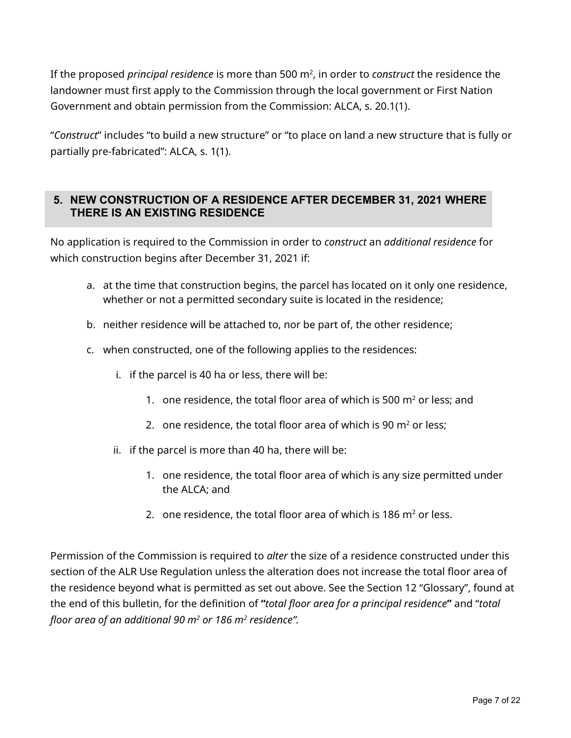If the proposed *principal residence* is more than 500 m$^2$, in order to *construct* the residence the landowner must first apply to the Commission through the local government or First Nation Government and obtain permission from the Commission: ALCA, s. 20.1(1).

"*Construct*" includes "to build a new structure" or "to place on land a new structure that is fully or partially pre-fabricated": ALCA, s. 1(1).

## 5. NEW CONSTRUCTION OF A RESIDENCE AFTER DECEMBER 31, 2021 WHERE THERE IS AN EXISTING RESIDENCE

No application is required to the Commission in order to *construct* an *additional residence* for which construction begins after December 31, 2021 if:

a. at the time that construction begins, the parcel has located on it only one residence, whether or not a permitted secondary suite is located in the residence;

b. neither residence will be attached to, nor be part of, the other residence;

c. when constructed, one of the following applies to the residences:

   i. if the parcel is 40 ha or less, there will be:

      1. one residence, the total floor area of which is 500 m$^2$ or less; and

      2. one residence, the total floor area of which is 90 m$^2$ or less;

   ii. if the parcel is more than 40 ha, there will be:

      1. one residence, the total floor area of which is any size permitted under the ALCA; and

      2. one residence, the total floor area of which is 186 m$^2$ or less.

Permission of the Commission is required to *alter* the size of a residence constructed under this section of the ALR Use Regulation unless the alteration does not increase the total floor area of the residence beyond what is permitted as set out above. See the Section 12 "Glossary", found at the end of this bulletin, for the definition of **"***total floor area for a principal residence***"** and "*total floor area of an additional 90 m$^2$ or 186 m$^2$ residence".*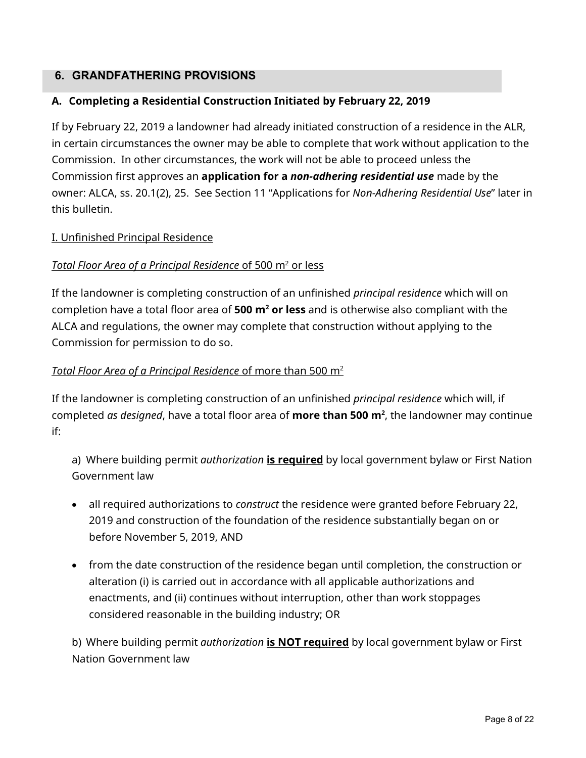## 6. GRANDFATHERING PROVISIONS

### A. Completing a Residential Construction Initiated by February 22, 2019

If by February 22, 2019 a landowner had already initiated construction of a residence in the ALR, in certain circumstances the owner may be able to complete that work without application to the Commission. In other circumstances, the work will not be able to proceed unless the Commission first approves an **application for a *non-adhering residential use*** made by the owner: ALCA, ss. 20.1(2), 25. See Section 11 "Applications for *Non-Adhering Residential Use*" later in this bulletin.

<u>I. Unfinished Principal Residence</u>

<u>*Total Floor Area of a Principal Residence* of 500 m$^2$ or less</u>

If the landowner is completing construction of an unfinished *principal residence* which will on completion have a total floor area of **500 m$^2$ or less** and is otherwise also compliant with the ALCA and regulations, the owner may complete that construction without applying to the Commission for permission to do so.

<u>*Total Floor Area of a Principal Residence* of more than 500 m$^2$</u>

If the landowner is completing construction of an unfinished *principal residence* which will, if completed *as designed*, have a total floor area of **more than 500 m$^2$**, the landowner may continue if:

a) Where building permit *authorization* **<u>is required</u>** by local government bylaw or First Nation Government law

- all required authorizations to *construct* the residence were granted before February 22, 2019 and construction of the foundation of the residence substantially began on or before November 5, 2019, AND
- from the date construction of the residence began until completion, the construction or alteration (i) is carried out in accordance with all applicable authorizations and enactments, and (ii) continues without interruption, other than work stoppages considered reasonable in the building industry; OR

b) Where building permit *authorization* **<u>is NOT required</u>** by local government bylaw or First Nation Government law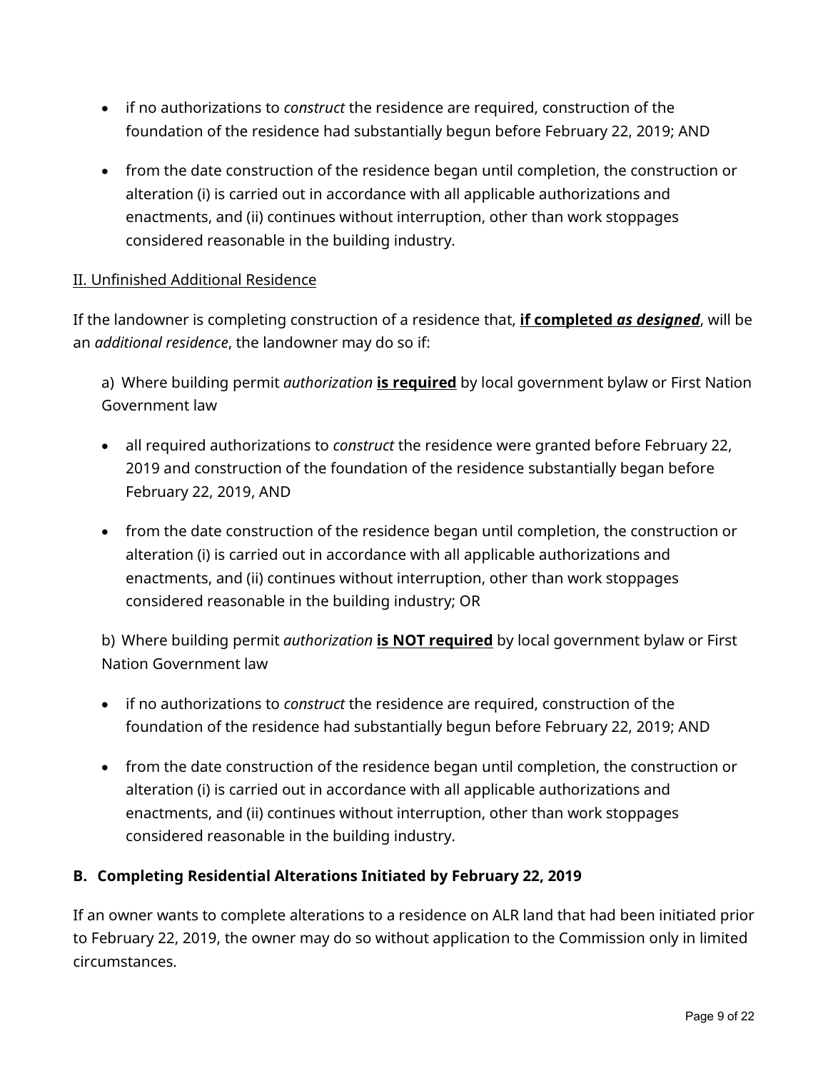- if no authorizations to *construct* the residence are required, construction of the foundation of the residence had substantially begun before February 22, 2019; AND
- from the date construction of the residence began until completion, the construction or alteration (i) is carried out in accordance with all applicable authorizations and enactments, and (ii) continues without interruption, other than work stoppages considered reasonable in the building industry.

<u>II. Unfinished Additional Residence</u>

If the landowner is completing construction of a residence that, <u>**if completed *as designed***</u>, will be an *additional residence*, the landowner may do so if:

a) Where building permit *authorization* <u>**is required**</u> by local government bylaw or First Nation Government law

- all required authorizations to *construct* the residence were granted before February 22, 2019 and construction of the foundation of the residence substantially began before February 22, 2019, AND
- from the date construction of the residence began until completion, the construction or alteration (i) is carried out in accordance with all applicable authorizations and enactments, and (ii) continues without interruption, other than work stoppages considered reasonable in the building industry; OR

b) Where building permit *authorization* <u>**is NOT required**</u> by local government bylaw or First Nation Government law

- if no authorizations to *construct* the residence are required, construction of the foundation of the residence had substantially begun before February 22, 2019; AND
- from the date construction of the residence began until completion, the construction or alteration (i) is carried out in accordance with all applicable authorizations and enactments, and (ii) continues without interruption, other than work stoppages considered reasonable in the building industry.

**B. Completing Residential Alterations Initiated by February 22, 2019**

If an owner wants to complete alterations to a residence on ALR land that had been initiated prior to February 22, 2019, the owner may do so without application to the Commission only in limited circumstances.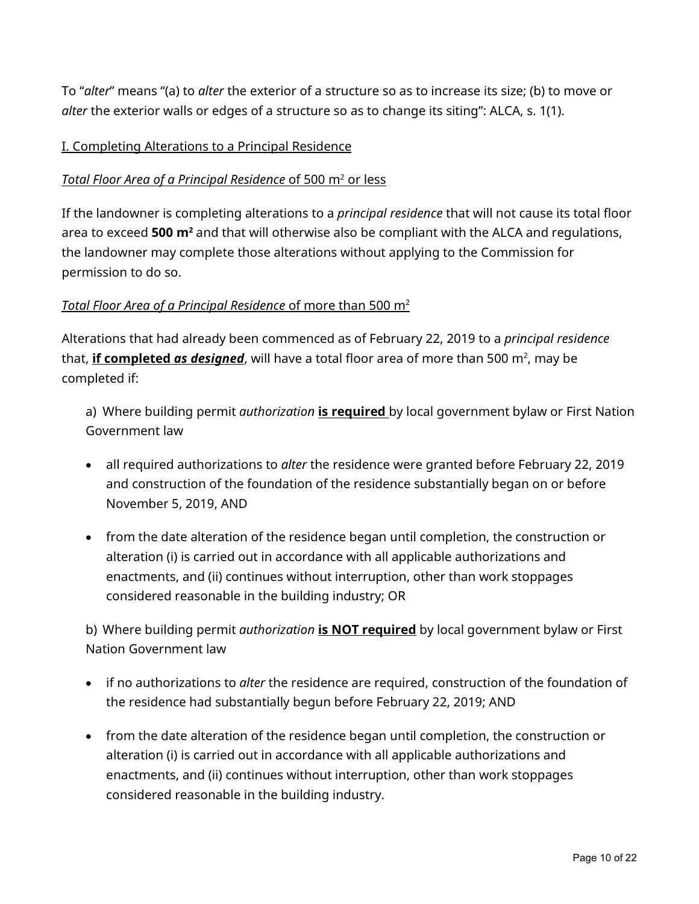To "*alter*" means "(a) to *alter* the exterior of a structure so as to increase its size; (b) to move or *alter* the exterior walls or edges of a structure so as to change its siting": ALCA, s. 1(1).

<u>I. Completing Alterations to a Principal Residence</u>

<u>*Total Floor Area of a Principal Residence* of 500 $m^2$ or less</u>

If the landowner is completing alterations to a *principal residence* that will not cause its total floor area to exceed **500 $m^2$** and that will otherwise also be compliant with the ALCA and regulations, the landowner may complete those alterations without applying to the Commission for permission to do so.

<u>*Total Floor Area of a Principal Residence* of more than 500 $m^2$</u>

Alterations that had already been commenced as of February 22, 2019 to a *principal residence* that, <u>**if completed *as designed***</u>, will have a total floor area of more than 500 $m^2$, may be completed if:

a) Where building permit *authorization* <u>**is required**</u> by local government bylaw or First Nation Government law

- all required authorizations to *alter* the residence were granted before February 22, 2019 and construction of the foundation of the residence substantially began on or before November 5, 2019, AND
- from the date alteration of the residence began until completion, the construction or alteration (i) is carried out in accordance with all applicable authorizations and enactments, and (ii) continues without interruption, other than work stoppages considered reasonable in the building industry; OR

b) Where building permit *authorization* <u>**is NOT required**</u> by local government bylaw or First Nation Government law

- if no authorizations to *alter* the residence are required, construction of the foundation of the residence had substantially begun before February 22, 2019; AND
- from the date alteration of the residence began until completion, the construction or alteration (i) is carried out in accordance with all applicable authorizations and enactments, and (ii) continues without interruption, other than work stoppages considered reasonable in the building industry.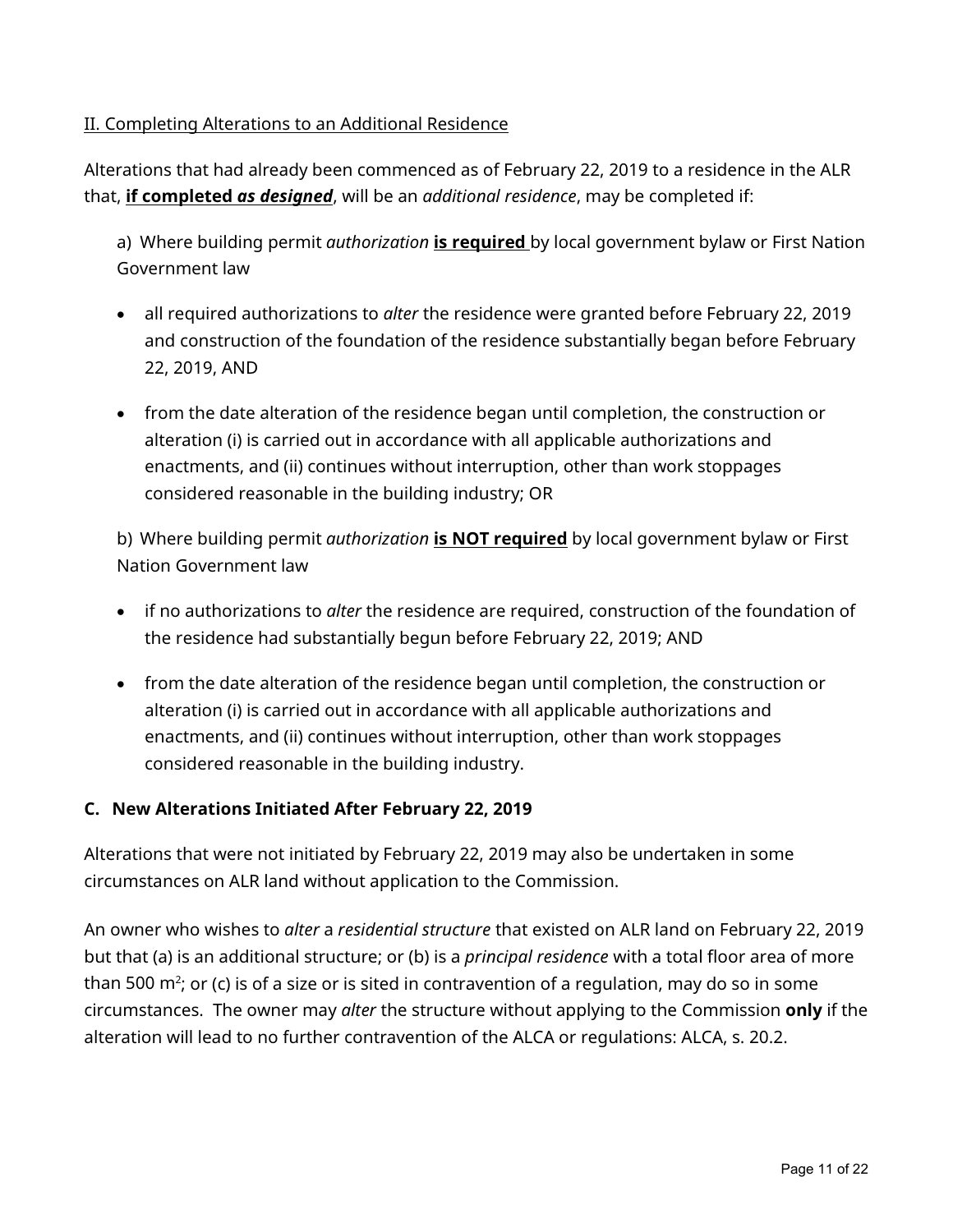<u>II. Completing Alterations to an Additional Residence</u>

Alterations that had already been commenced as of February 22, 2019 to a residence in the ALR that, <u>**if completed *as designed***</u>, will be an *additional residence*, may be completed if:

a) Where building permit *authorization* <u>**is required**</u> by local government bylaw or First Nation Government law

- all required authorizations to *alter* the residence were granted before February 22, 2019 and construction of the foundation of the residence substantially began before February 22, 2019, AND
- from the date alteration of the residence began until completion, the construction or alteration (i) is carried out in accordance with all applicable authorizations and enactments, and (ii) continues without interruption, other than work stoppages considered reasonable in the building industry; OR

b) Where building permit *authorization* <u>**is NOT required**</u> by local government bylaw or First Nation Government law

- if no authorizations to *alter* the residence are required, construction of the foundation of the residence had substantially begun before February 22, 2019; AND
- from the date alteration of the residence began until completion, the construction or alteration (i) is carried out in accordance with all applicable authorizations and enactments, and (ii) continues without interruption, other than work stoppages considered reasonable in the building industry.

### C. New Alterations Initiated After February 22, 2019

Alterations that were not initiated by February 22, 2019 may also be undertaken in some circumstances on ALR land without application to the Commission.

An owner who wishes to *alter* a *residential structure* that existed on ALR land on February 22, 2019 but that (a) is an additional structure; or (b) is a *principal residence* with a total floor area of more than 500 m[2]; or (c) is of a size or is sited in contravention of a regulation, may do so in some circumstances. The owner may *alter* the structure without applying to the Commission **only** if the alteration will lead to no further contravention of the ALCA or regulations: ALCA, s. 20.2.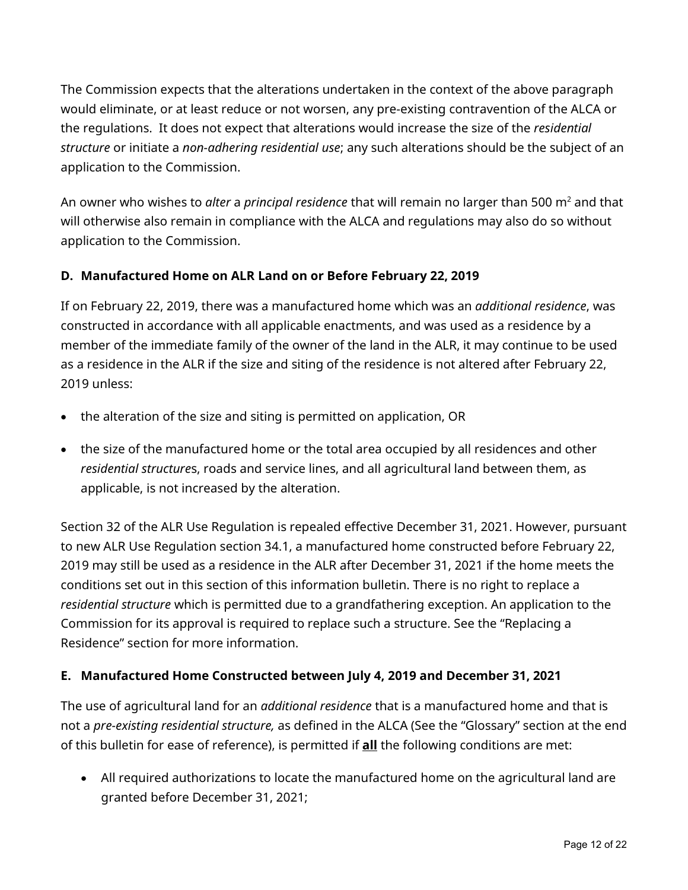The Commission expects that the alterations undertaken in the context of the above paragraph would eliminate, or at least reduce or not worsen, any pre-existing contravention of the ALCA or the regulations. It does not expect that alterations would increase the size of the *residential structure* or initiate a *non-adhering residential use*; any such alterations should be the subject of an application to the Commission.

An owner who wishes to *alter* a *principal residence* that will remain no larger than 500 $m^2$ and that will otherwise also remain in compliance with the ALCA and regulations may also do so without application to the Commission.

### D. Manufactured Home on ALR Land on or Before February 22, 2019

If on February 22, 2019, there was a manufactured home which was an *additional residence*, was constructed in accordance with all applicable enactments, and was used as a residence by a member of the immediate family of the owner of the land in the ALR, it may continue to be used as a residence in the ALR if the size and siting of the residence is not altered after February 22, 2019 unless:

- the alteration of the size and siting is permitted on application, OR
- the size of the manufactured home or the total area occupied by all residences and other *residential structure*s, roads and service lines, and all agricultural land between them, as applicable, is not increased by the alteration.

Section 32 of the ALR Use Regulation is repealed effective December 31, 2021. However, pursuant to new ALR Use Regulation section 34.1, a manufactured home constructed before February 22, 2019 may still be used as a residence in the ALR after December 31, 2021 if the home meets the conditions set out in this section of this information bulletin. There is no right to replace a *residential structure* which is permitted due to a grandfathering exception. An application to the Commission for its approval is required to replace such a structure. See the "Replacing a Residence" section for more information.

### E. Manufactured Home Constructed between July 4, 2019 and December 31, 2021

The use of agricultural land for an *additional residence* that is a manufactured home and that is not a *pre-existing residential structure,* as defined in the ALCA (See the "Glossary" section at the end of this bulletin for ease of reference), is permitted if **all** the following conditions are met:

- All required authorizations to locate the manufactured home on the agricultural land are granted before December 31, 2021;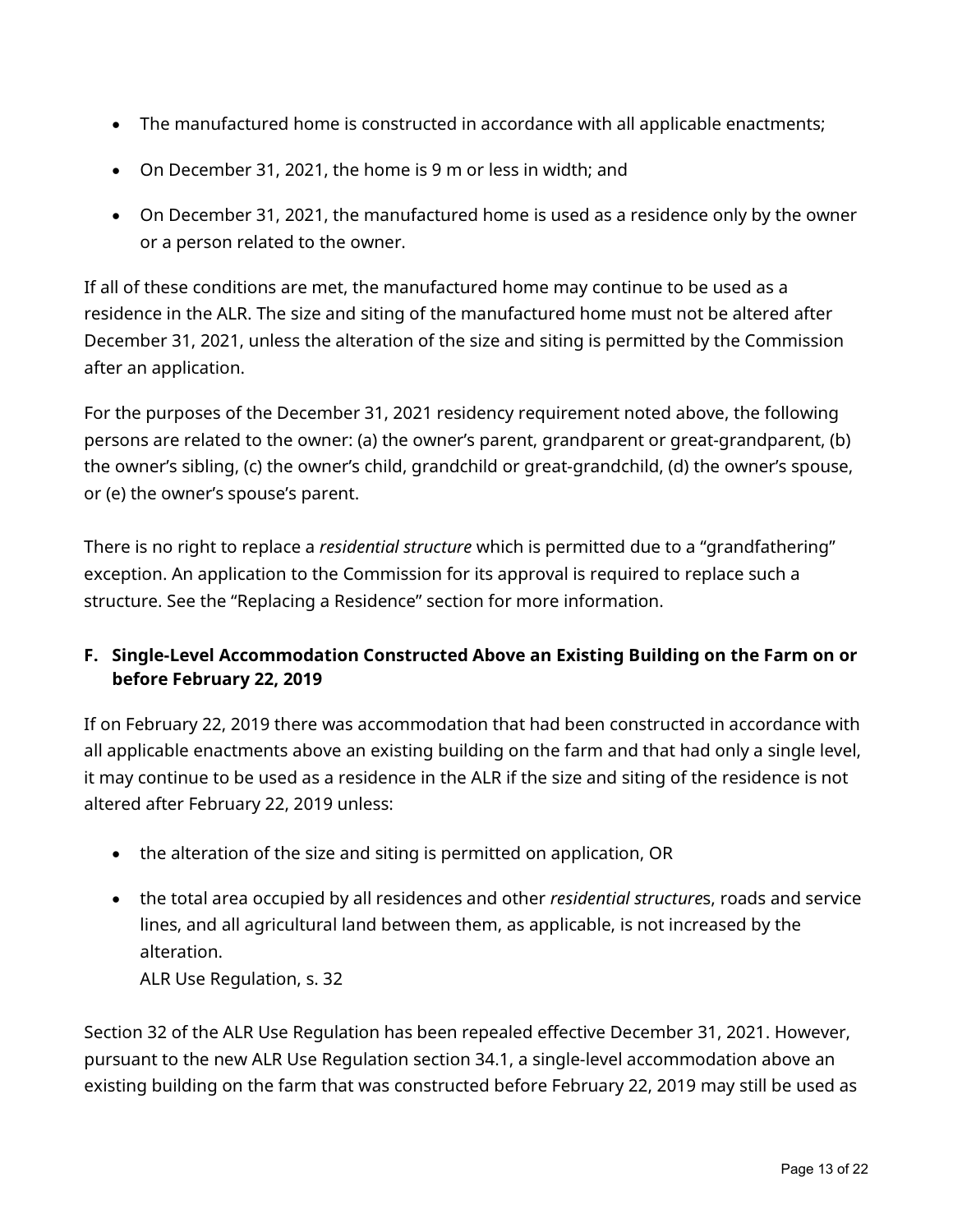- The manufactured home is constructed in accordance with all applicable enactments;
- On December 31, 2021, the home is 9 m or less in width; and
- On December 31, 2021, the manufactured home is used as a residence only by the owner or a person related to the owner.

If all of these conditions are met, the manufactured home may continue to be used as a residence in the ALR. The size and siting of the manufactured home must not be altered after December 31, 2021, unless the alteration of the size and siting is permitted by the Commission after an application.

For the purposes of the December 31, 2021 residency requirement noted above, the following persons are related to the owner: (a) the owner's parent, grandparent or great-grandparent, (b) the owner's sibling, (c) the owner's child, grandchild or great-grandchild, (d) the owner's spouse, or (e) the owner's spouse's parent.

There is no right to replace a *residential structure* which is permitted due to a "grandfathering" exception. An application to the Commission for its approval is required to replace such a structure. See the "Replacing a Residence" section for more information.

### F. Single-Level Accommodation Constructed Above an Existing Building on the Farm on or before February 22, 2019

If on February 22, 2019 there was accommodation that had been constructed in accordance with all applicable enactments above an existing building on the farm and that had only a single level, it may continue to be used as a residence in the ALR if the size and siting of the residence is not altered after February 22, 2019 unless:

- the alteration of the size and siting is permitted on application, OR
- the total area occupied by all residences and other *residential structure*s, roads and service lines, and all agricultural land between them, as applicable, is not increased by the alteration.
  ALR Use Regulation, s. 32

Section 32 of the ALR Use Regulation has been repealed effective December 31, 2021. However, pursuant to the new ALR Use Regulation section 34.1, a single-level accommodation above an existing building on the farm that was constructed before February 22, 2019 may still be used as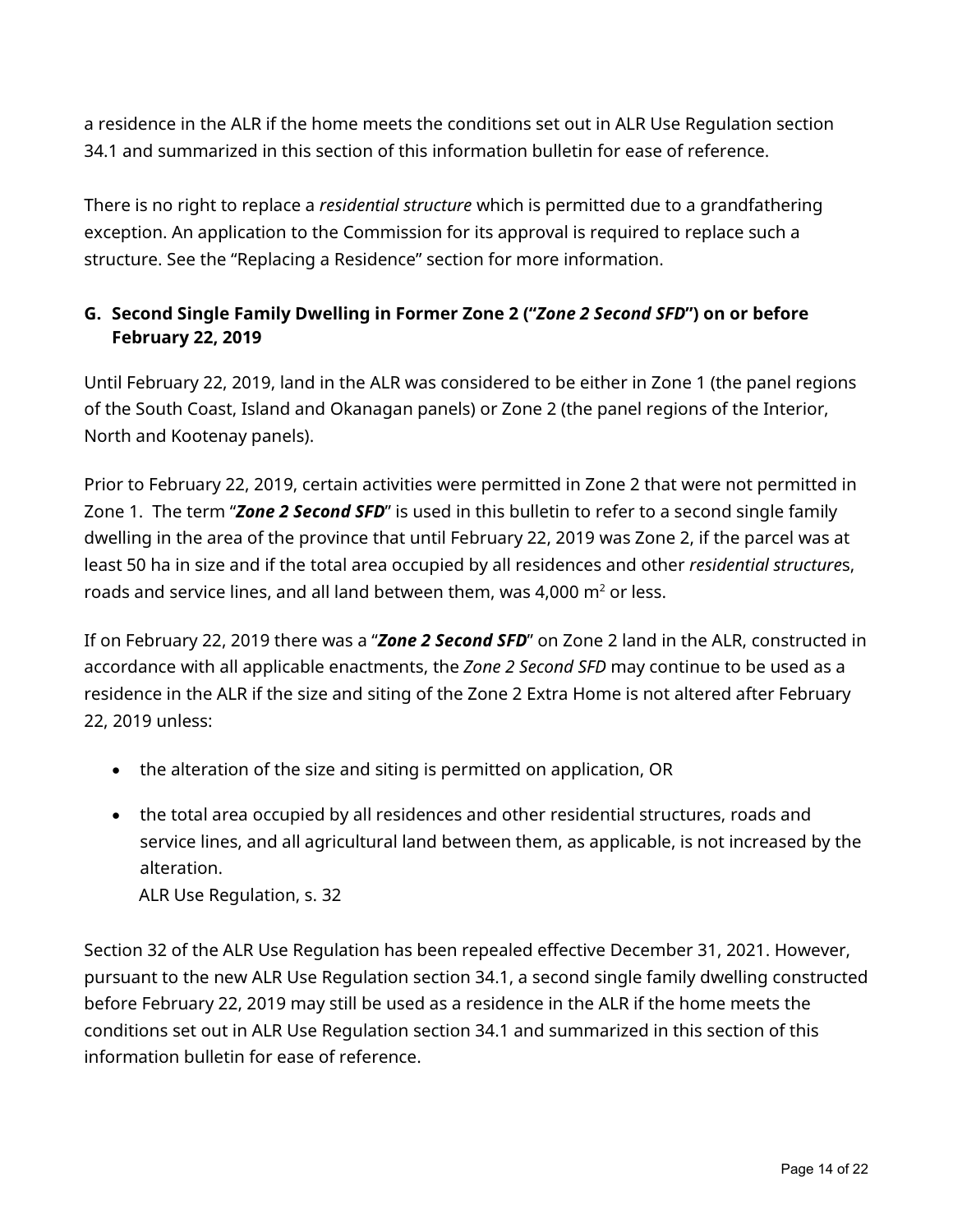a residence in the ALR if the home meets the conditions set out in ALR Use Regulation section 34.1 and summarized in this section of this information bulletin for ease of reference.

There is no right to replace a *residential structure* which is permitted due to a grandfathering exception. An application to the Commission for its approval is required to replace such a structure. See the "Replacing a Residence" section for more information.

### G. Second Single Family Dwelling in Former Zone 2 ("*Zone 2 Second SFD*") on or before February 22, 2019

Until February 22, 2019, land in the ALR was considered to be either in Zone 1 (the panel regions of the South Coast, Island and Okanagan panels) or Zone 2 (the panel regions of the Interior, North and Kootenay panels).

Prior to February 22, 2019, certain activities were permitted in Zone 2 that were not permitted in Zone 1. The term "***Zone 2 Second SFD***" is used in this bulletin to refer to a second single family dwelling in the area of the province that until February 22, 2019 was Zone 2, if the parcel was at least 50 ha in size and if the total area occupied by all residences and other *residential structure*s, roads and service lines, and all land between them, was 4,000 m$^2$ or less.

If on February 22, 2019 there was a "***Zone 2 Second SFD***" on Zone 2 land in the ALR, constructed in accordance with all applicable enactments, the *Zone 2 Second SFD* may continue to be used as a residence in the ALR if the size and siting of the Zone 2 Extra Home is not altered after February 22, 2019 unless:

- the alteration of the size and siting is permitted on application, OR
- the total area occupied by all residences and other residential structures, roads and service lines, and all agricultural land between them, as applicable, is not increased by the alteration.

  ALR Use Regulation, s. 32

Section 32 of the ALR Use Regulation has been repealed effective December 31, 2021. However, pursuant to the new ALR Use Regulation section 34.1, a second single family dwelling constructed before February 22, 2019 may still be used as a residence in the ALR if the home meets the conditions set out in ALR Use Regulation section 34.1 and summarized in this section of this information bulletin for ease of reference.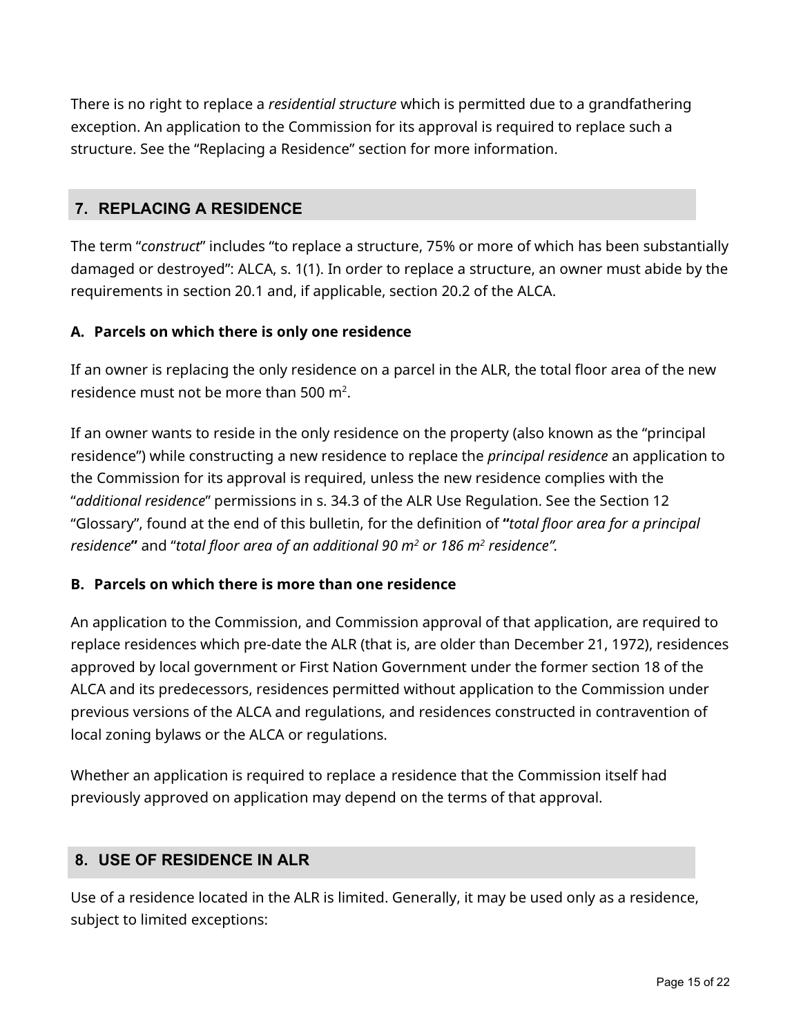There is no right to replace a *residential structure* which is permitted due to a grandfathering exception. An application to the Commission for its approval is required to replace such a structure. See the “Replacing a Residence” section for more information.

## 7. REPLACING A RESIDENCE

The term “*construct*” includes “to replace a structure, 75% or more of which has been substantially damaged or destroyed”: ALCA, s. 1(1). In order to replace a structure, an owner must abide by the requirements in section 20.1 and, if applicable, section 20.2 of the ALCA.

### A. Parcels on which there is only one residence

If an owner is replacing the only residence on a parcel in the ALR, the total floor area of the new residence must not be more than 500 $m^2$.

If an owner wants to reside in the only residence on the property (also known as the “principal residence”) while constructing a new residence to replace the *principal residence* an application to the Commission for its approval is required, unless the new residence complies with the “*additional residence*” permissions in s. 34.3 of the ALR Use Regulation. See the Section 12 “Glossary”, found at the end of this bulletin, for the definition of **“***total floor area for a principal residence***”** and “*total floor area of an additional 90 $m^2$ or 186 $m^2$ residence”.*

### B. Parcels on which there is more than one residence

An application to the Commission, and Commission approval of that application, are required to replace residences which pre-date the ALR (that is, are older than December 21, 1972), residences approved by local government or First Nation Government under the former section 18 of the ALCA and its predecessors, residences permitted without application to the Commission under previous versions of the ALCA and regulations, and residences constructed in contravention of local zoning bylaws or the ALCA or regulations.

Whether an application is required to replace a residence that the Commission itself had previously approved on application may depend on the terms of that approval.

## 8. USE OF RESIDENCE IN ALR

Use of a residence located in the ALR is limited. Generally, it may be used only as a residence, subject to limited exceptions: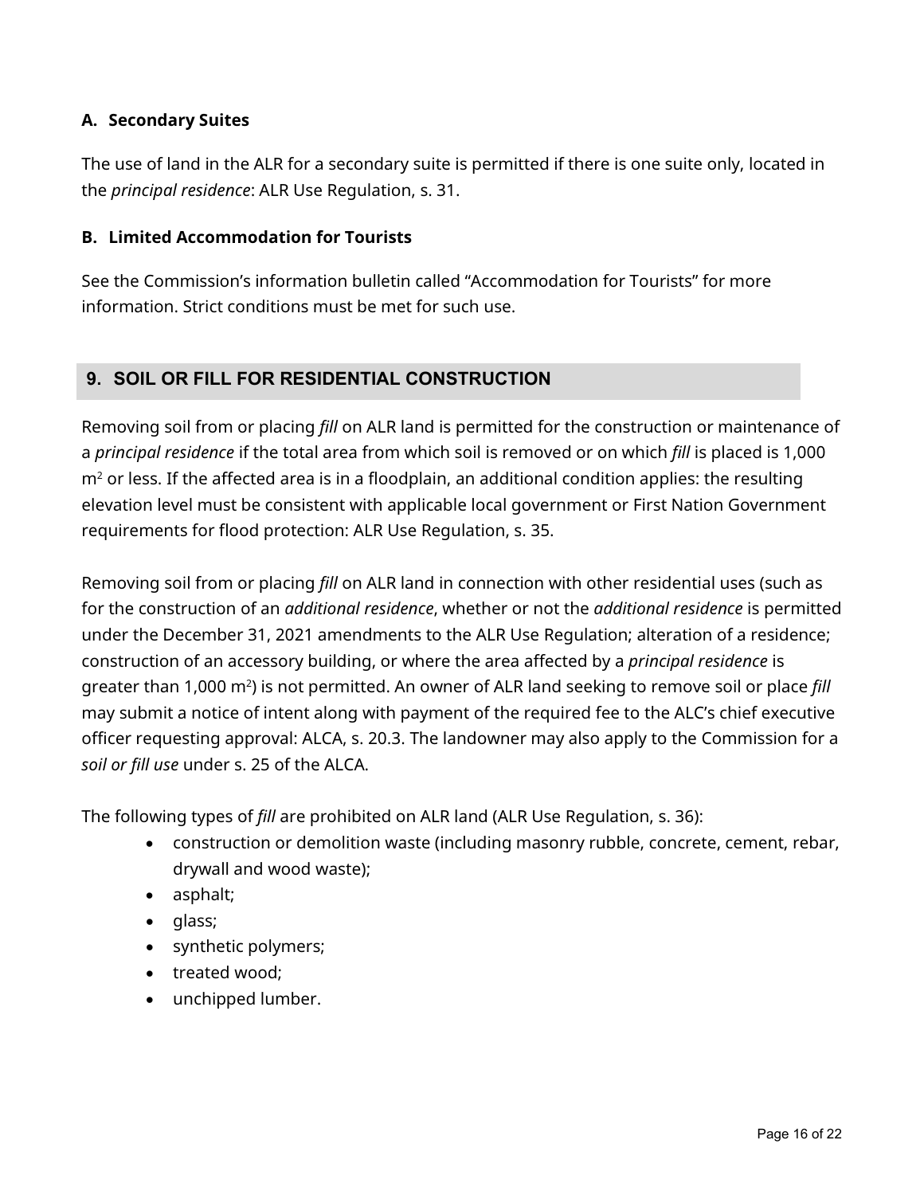### A. Secondary Suites

The use of land in the ALR for a secondary suite is permitted if there is one suite only, located in the *principal residence*: ALR Use Regulation, s. 31.

### B. Limited Accommodation for Tourists

See the Commission's information bulletin called "Accommodation for Tourists" for more information. Strict conditions must be met for such use.

## 9. SOIL OR FILL FOR RESIDENTIAL CONSTRUCTION

Removing soil from or placing *fill* on ALR land is permitted for the construction or maintenance of a *principal residence* if the total area from which soil is removed or on which *fill* is placed is 1,000 $m^2$ or less. If the affected area is in a floodplain, an additional condition applies: the resulting elevation level must be consistent with applicable local government or First Nation Government requirements for flood protection: ALR Use Regulation, s. 35.

Removing soil from or placing *fill* on ALR land in connection with other residential uses (such as for the construction of an *additional residence*, whether or not the *additional residence* is permitted under the December 31, 2021 amendments to the ALR Use Regulation; alteration of a residence; construction of an accessory building, or where the area affected by a *principal residence* is greater than 1,000 $m^2$) is not permitted. An owner of ALR land seeking to remove soil or place *fill* may submit a notice of intent along with payment of the required fee to the ALC's chief executive officer requesting approval: ALCA, s. 20.3. The landowner may also apply to the Commission for a *soil or fill use* under s. 25 of the ALCA.

The following types of *fill* are prohibited on ALR land (ALR Use Regulation, s. 36):

- construction or demolition waste (including masonry rubble, concrete, cement, rebar, drywall and wood waste);
- asphalt;
- glass;
- synthetic polymers;
- treated wood;
- unchipped lumber.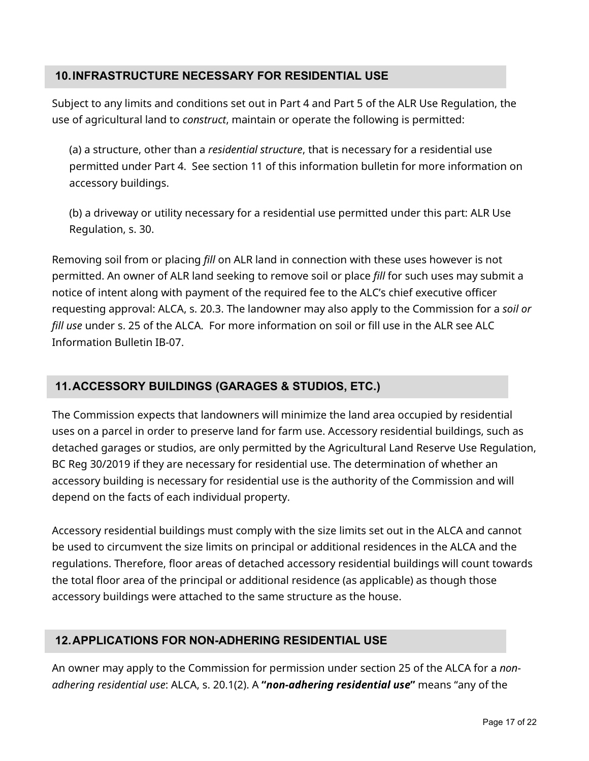## 10. INFRASTRUCTURE NECESSARY FOR RESIDENTIAL USE

Subject to any limits and conditions set out in Part 4 and Part 5 of the ALR Use Regulation, the use of agricultural land to *construct*, maintain or operate the following is permitted:

(a) a structure, other than a *residential structure*, that is necessary for a residential use permitted under Part 4. See section 11 of this information bulletin for more information on accessory buildings.

(b) a driveway or utility necessary for a residential use permitted under this part: ALR Use Regulation, s. 30.

Removing soil from or placing *fill* on ALR land in connection with these uses however is not permitted. An owner of ALR land seeking to remove soil or place *fill* for such uses may submit a notice of intent along with payment of the required fee to the ALC's chief executive officer requesting approval: ALCA, s. 20.3. The landowner may also apply to the Commission for a *soil or fill use* under s. 25 of the ALCA. For more information on soil or fill use in the ALR see ALC Information Bulletin IB-07.

## 11. ACCESSORY BUILDINGS (GARAGES & STUDIOS, ETC.)

The Commission expects that landowners will minimize the land area occupied by residential uses on a parcel in order to preserve land for farm use. Accessory residential buildings, such as detached garages or studios, are only permitted by the Agricultural Land Reserve Use Regulation, BC Reg 30/2019 if they are necessary for residential use. The determination of whether an accessory building is necessary for residential use is the authority of the Commission and will depend on the facts of each individual property.

Accessory residential buildings must comply with the size limits set out in the ALCA and cannot be used to circumvent the size limits on principal or additional residences in the ALCA and the regulations. Therefore, floor areas of detached accessory residential buildings will count towards the total floor area of the principal or additional residence (as applicable) as though those accessory buildings were attached to the same structure as the house.

## 12. APPLICATIONS FOR NON-ADHERING RESIDENTIAL USE

An owner may apply to the Commission for permission under section 25 of the ALCA for a *non-adhering residential use*: ALCA, s. 20.1(2). A **"*non-adhering residential use*"** means "any of the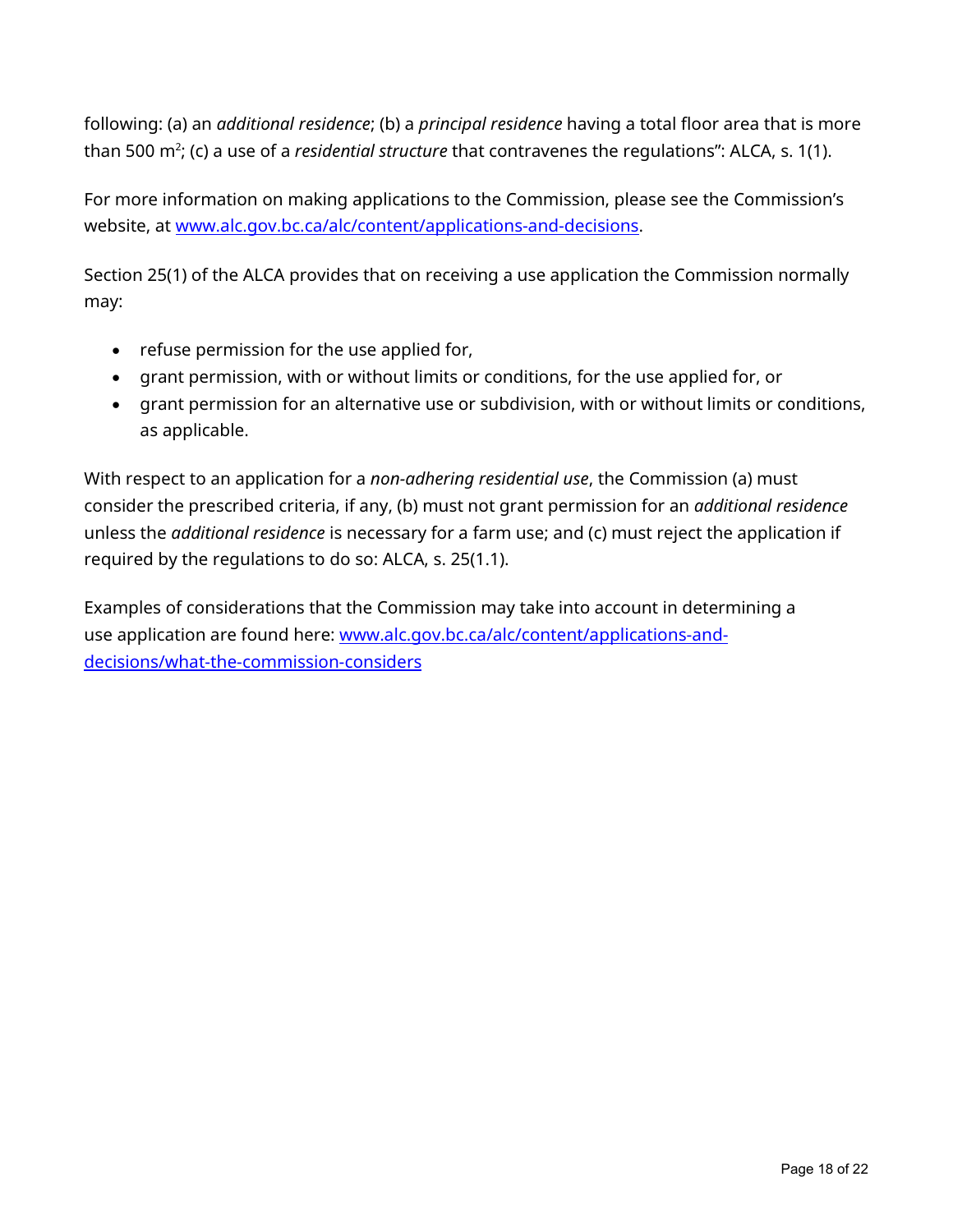following: (a) an *additional residence*; (b) a *principal residence* having a total floor area that is more than 500 $m^2$; (c) a use of a *residential structure* that contravenes the regulations": ALCA, s. 1(1).

For more information on making applications to the Commission, please see the Commission's website, at [www.alc.gov.bc.ca/alc/content/applications-and-decisions](www.alc.gov.bc.ca/alc/content/applications-and-decisions).

Section 25(1) of the ALCA provides that on receiving a use application the Commission normally may:

- refuse permission for the use applied for,
- grant permission, with or without limits or conditions, for the use applied for, or
- grant permission for an alternative use or subdivision, with or without limits or conditions, as applicable.

With respect to an application for a *non-adhering residential use*, the Commission (a) must consider the prescribed criteria, if any, (b) must not grant permission for an *additional residence* unless the *additional residence* is necessary for a farm use; and (c) must reject the application if required by the regulations to do so: ALCA, s. 25(1.1).

Examples of considerations that the Commission may take into account in determining a use application are found here: [www.alc.gov.bc.ca/alc/content/applications-and-decisions/what-the-commission-considers](www.alc.gov.bc.ca/alc/content/applications-and-decisions/what-the-commission-considers)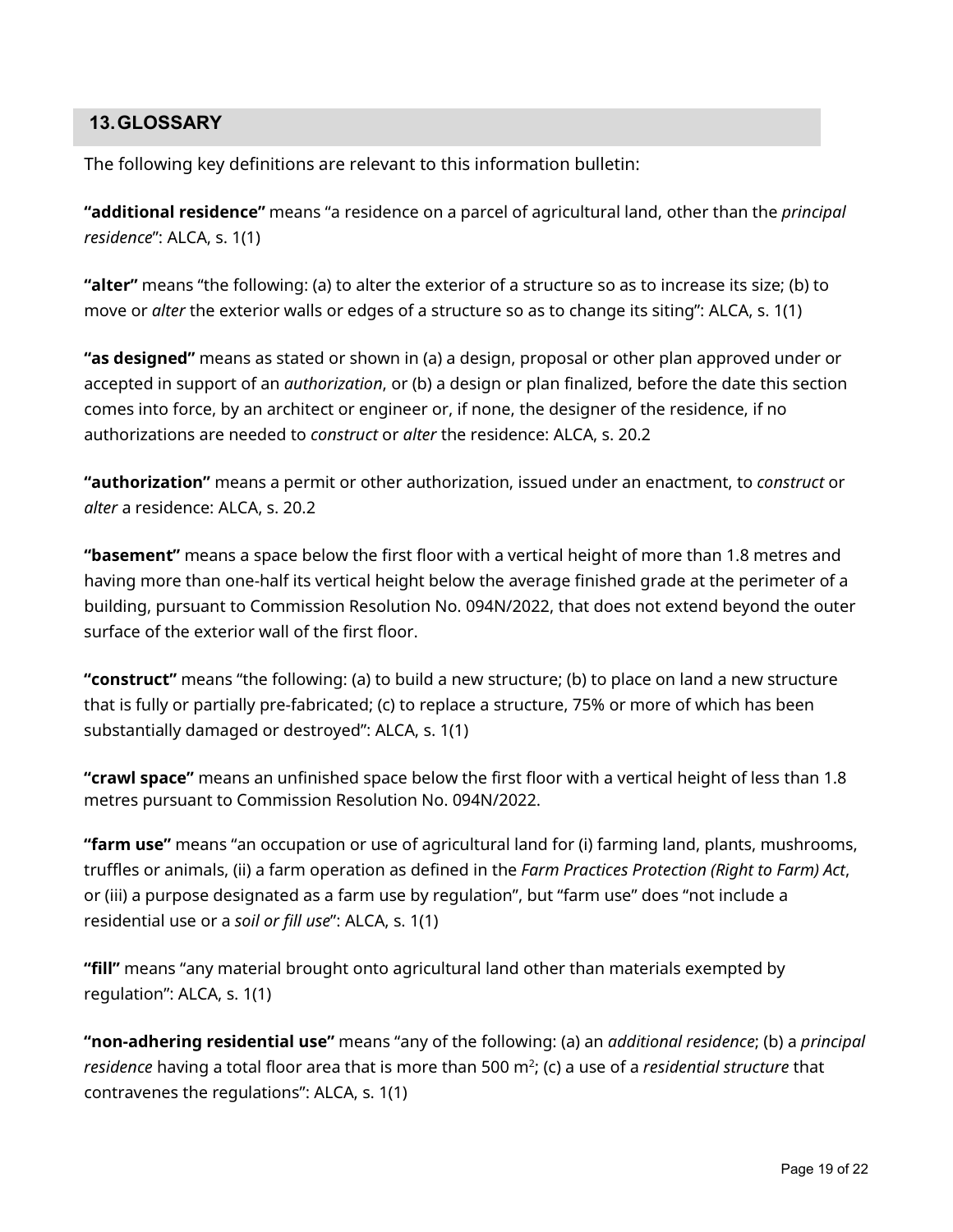## 13. GLOSSARY

The following key definitions are relevant to this information bulletin:

**"additional residence"** means "a residence on a parcel of agricultural land, other than the *principal residence*": ALCA, s. 1(1)

**"alter"** means "the following: (a) to alter the exterior of a structure so as to increase its size; (b) to move or *alter* the exterior walls or edges of a structure so as to change its siting": ALCA, s. 1(1)

**"as designed"** means as stated or shown in (a) a design, proposal or other plan approved under or accepted in support of an *authorization*, or (b) a design or plan finalized, before the date this section comes into force, by an architect or engineer or, if none, the designer of the residence, if no authorizations are needed to *construct* or *alter* the residence: ALCA, s. 20.2

**"authorization"** means a permit or other authorization, issued under an enactment, to *construct* or *alter* a residence: ALCA, s. 20.2

**"basement"** means a space below the first floor with a vertical height of more than 1.8 metres and having more than one-half its vertical height below the average finished grade at the perimeter of a building, pursuant to Commission Resolution No. 094N/2022, that does not extend beyond the outer surface of the exterior wall of the first floor.

**"construct"** means "the following: (a) to build a new structure; (b) to place on land a new structure that is fully or partially pre-fabricated; (c) to replace a structure, 75% or more of which has been substantially damaged or destroyed": ALCA, s. 1(1)

**"crawl space"** means an unfinished space below the first floor with a vertical height of less than 1.8 metres pursuant to Commission Resolution No. 094N/2022.

**"farm use"** means "an occupation or use of agricultural land for (i) farming land, plants, mushrooms, truffles or animals, (ii) a farm operation as defined in the *Farm Practices Protection (Right to Farm) Act*, or (iii) a purpose designated as a farm use by regulation", but "farm use" does "not include a residential use or a *soil or fill use*": ALCA, s. 1(1)

**"fill"** means "any material brought onto agricultural land other than materials exempted by regulation": ALCA, s. 1(1)

**"non-adhering residential use"** means "any of the following: (a) an *additional residence*; (b) a *principal residence* having a total floor area that is more than 500 m$^2$; (c) a use of a *residential structure* that contravenes the regulations": ALCA, s. 1(1)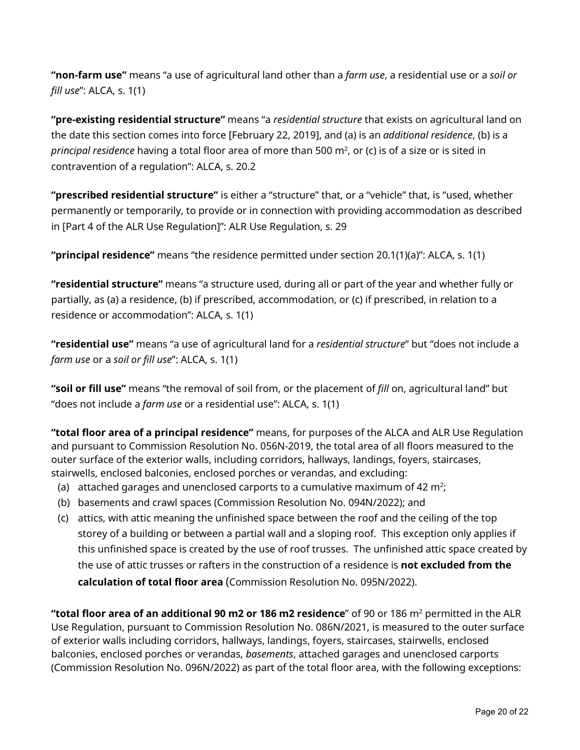**"non-farm use"** means "a use of agricultural land other than a *farm use*, a residential use or a *soil or fill use*": ALCA, s. 1(1)

**"pre-existing residential structure"** means "a *residential structure* that exists on agricultural land on the date this section comes into force [February 22, 2019], and (a) is an *additional residence*, (b) is a *principal residence* having a total floor area of more than 500 $m^2$, or (c) is of a size or is sited in contravention of a regulation": ALCA, s. 20.2

**"prescribed residential structure"** is either a "structure" that, or a "vehicle" that, is "used, whether permanently or temporarily, to provide or in connection with providing accommodation as described in [Part 4 of the ALR Use Regulation]": ALR Use Regulation, s. 29

**"principal residence"** means "the residence permitted under section 20.1(1)(a)": ALCA, s. 1(1)

**"residential structure"** means "a structure used, during all or part of the year and whether fully or partially, as (a) a residence, (b) if prescribed, accommodation, or (c) if prescribed, in relation to a residence or accommodation": ALCA, s. 1(1)

**"residential use"** means "a use of agricultural land for a *residential structure*" but "does not include a *farm use* or a *soil or fill use*": ALCA, s. 1(1)

**"soil or fill use"** means "the removal of soil from, or the placement of *fill* on, agricultural land" but "does not include a *farm use* or a residential use": ALCA, s. 1(1)

**"total floor area of a principal residence"** means, for purposes of the ALCA and ALR Use Regulation and pursuant to Commission Resolution No. 056N-2019, the total area of all floors measured to the outer surface of the exterior walls, including corridors, hallways, landings, foyers, staircases, stairwells, enclosed balconies, enclosed porches or verandas, and excluding:

(a) attached garages and unenclosed carports to a cumulative maximum of 42 $m^2$;
(b) basements and crawl spaces (Commission Resolution No. 094N/2022); and
(c) attics, with attic meaning the unfinished space between the roof and the ceiling of the top storey of a building or between a partial wall and a sloping roof. This exception only applies if this unfinished space is created by the use of roof trusses. The unfinished attic space created by the use of attic trusses or rafters in the construction of a residence is **not excluded from the calculation of total floor area** (Commission Resolution No. 095N/2022).

**"total floor area of an additional 90 m2 or 186 m2 residence**" of 90 or 186 $m^2$ permitted in the ALR Use Regulation, pursuant to Commission Resolution No. 086N/2021, is measured to the outer surface of exterior walls including corridors, hallways, landings, foyers, staircases, stairwells, enclosed balconies, enclosed porches or verandas, *basements*, attached garages and unenclosed carports (Commission Resolution No. 096N/2022) as part of the total floor area, with the following exceptions: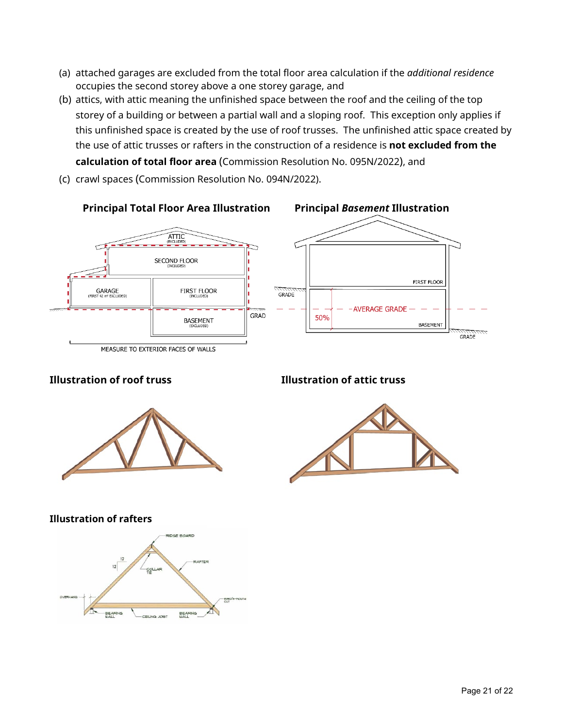(a) attached garages are excluded from the total floor area calculation if the *additional residence* occupies the second storey above a one storey garage, and

(b) attics, with attic meaning the unfinished space between the roof and the ceiling of the top storey of a building or between a partial wall and a sloping roof. This exception only applies if this unfinished space is created by the use of roof trusses. The unfinished attic space created by the use of attic trusses or rafters in the construction of a residence is **not excluded from the calculation of total floor area** (Commission Resolution No. 095N/2022), and

(c) crawl spaces (Commission Resolution No. 094N/2022).

**Principal Total Floor Area Illustration**

**Principal *Basement* Illustration**

**Illustration of roof truss**

**Illustration of attic truss**

**Illustration of rafters**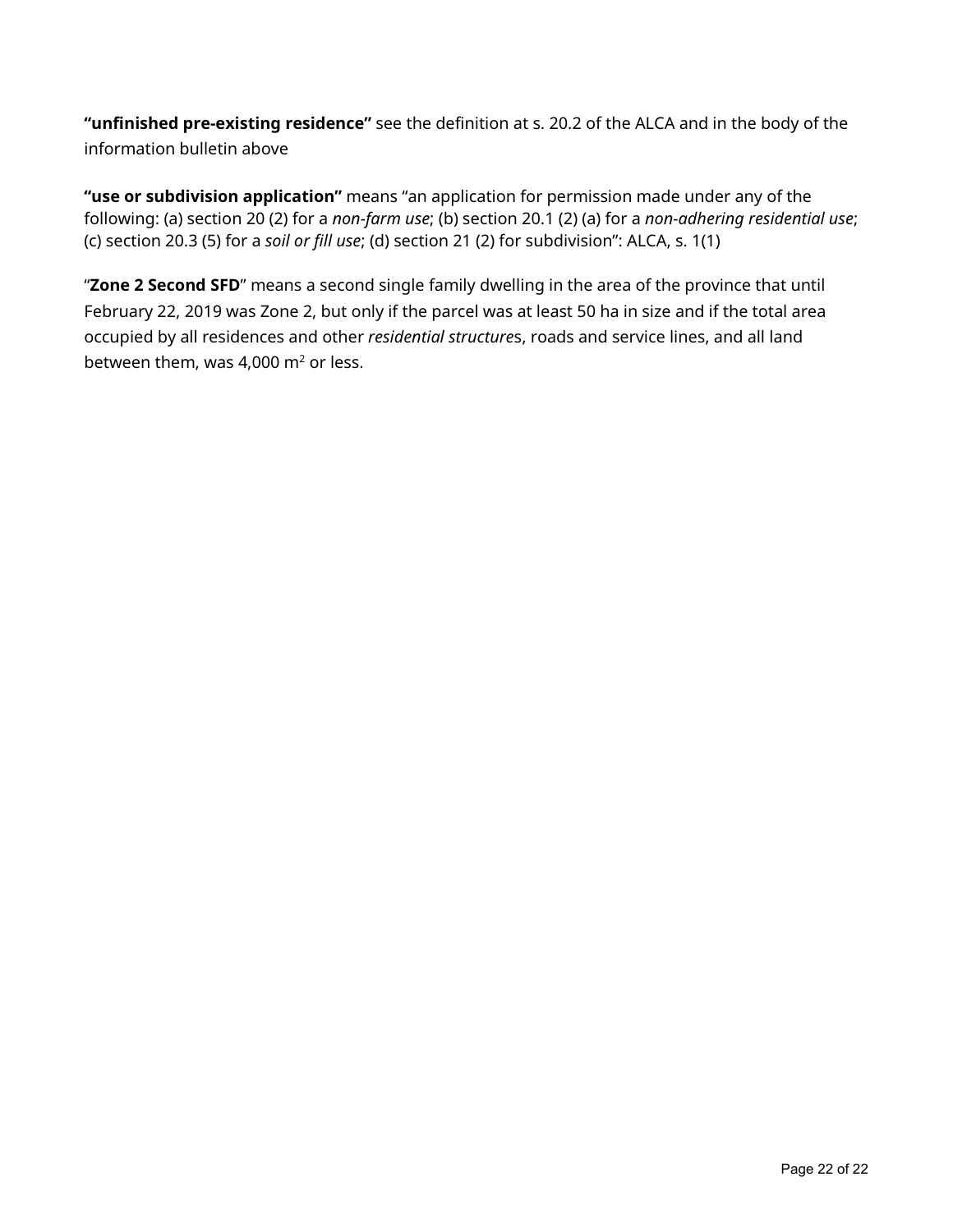**“unfinished pre-existing residence”** see the definition at s. 20.2 of the ALCA and in the body of the information bulletin above

**“use or subdivision application”** means “an application for permission made under any of the following: (a) section 20 (2) for a *non-farm use*; (b) section 20.1 (2) (a) for a *non-adhering residential use*; (c) section 20.3 (5) for a *soil or fill use*; (d) section 21 (2) for subdivision”: ALCA, s. 1(1)

“**Zone 2 Second SFD**” means a second single family dwelling in the area of the province that until February 22, 2019 was Zone 2, but only if the parcel was at least 50 ha in size and if the total area occupied by all residences and other *residential structure*s, roads and service lines, and all land between them, was 4,000 $m^2$ or less.